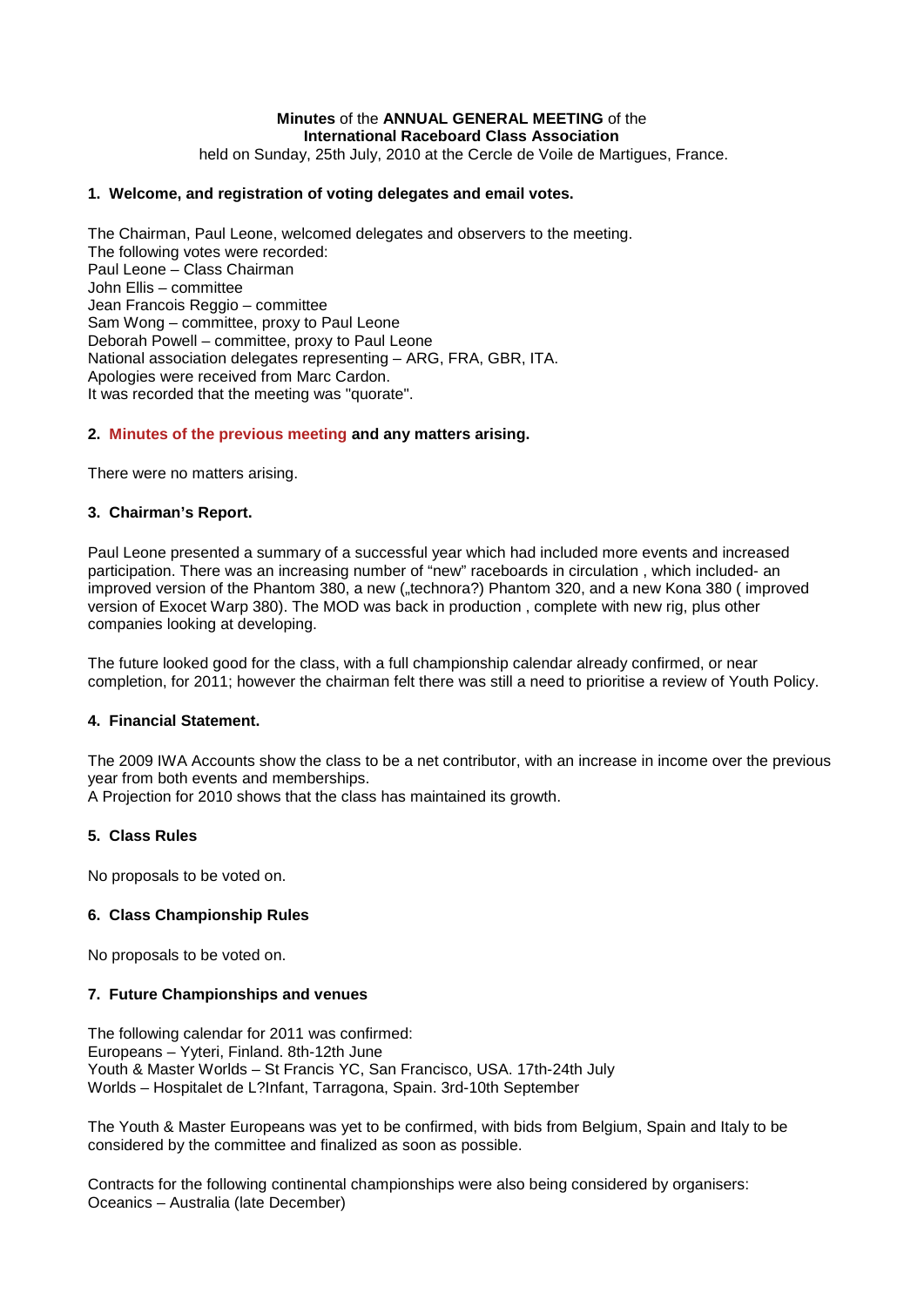**Minutes** of the **ANNUAL GENERAL MEETING** of the
**International Raceboard Class Association**
held on Sunday, 25th July, 2010 at the Cercle de Voile de Martigues, France.

### 1. Welcome, and registration of voting delegates and email votes.

The Chairman, Paul Leone, welcomed delegates and observers to the meeting.
The following votes were recorded:
Paul Leone – Class Chairman
John Ellis – committee
Jean Francois Reggio – committee
Sam Wong – committee, proxy to Paul Leone
Deborah Powell – committee, proxy to Paul Leone
National association delegates representing – ARG, FRA, GBR, ITA.
Apologies were received from Marc Cardon.
It was recorded that the meeting was "quorate".

### 2. Minutes of the previous meeting and any matters arising.

There were no matters arising.

### 3. Chairman's Report.

Paul Leone presented a summary of a successful year which had included more events and increased participation. There was an increasing number of "new" raceboards in circulation , which included- an improved version of the Phantom 380, a new („technora?) Phantom 320, and a new Kona 380 ( improved version of Exocet Warp 380). The MOD was back in production , complete with new rig, plus other companies looking at developing.

The future looked good for the class, with a full championship calendar already confirmed, or near completion, for 2011; however the chairman felt there was still a need to prioritise a review of Youth Policy.

### 4. Financial Statement.

The 2009 IWA Accounts show the class to be a net contributor, with an increase in income over the previous year from both events and memberships.
A Projection for 2010 shows that the class has maintained its growth.

### 5. Class Rules

No proposals to be voted on.

### 6. Class Championship Rules

No proposals to be voted on.

### 7. Future Championships and venues

The following calendar for 2011 was confirmed:
Europeans – Yyteri, Finland. 8th-12th June
Youth & Master Worlds – St Francis YC, San Francisco, USA. 17th-24th July
Worlds – Hospitalet de L?Infant, Tarragona, Spain. 3rd-10th September

The Youth & Master Europeans was yet to be confirmed, with bids from Belgium, Spain and Italy to be considered by the committee and finalized as soon as possible.

Contracts for the following continental championships were also being considered by organisers:
Oceanics – Australia (late December)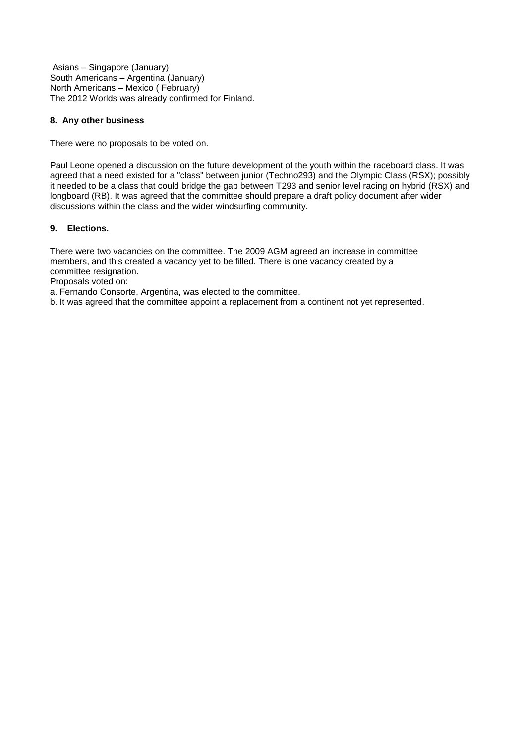Asians – Singapore (January)
South Americans – Argentina (January)
North Americans – Mexico ( February)
The 2012 Worlds was already confirmed for Finland.

**8. Any other business**

There were no proposals to be voted on.

Paul Leone opened a discussion on the future development of the youth within the raceboard class. It was agreed that a need existed for a "class" between junior (Techno293) and the Olympic Class (RSX); possibly it needed to be a class that could bridge the gap between T293 and senior level racing on hybrid (RSX) and longboard (RB). It was agreed that the committee should prepare a draft policy document after wider discussions within the class and the wider windsurfing community.

**9. Elections.**

There were two vacancies on the committee. The 2009 AGM agreed an increase in committee members, and this created a vacancy yet to be filled. There is one vacancy created by a committee resignation.
Proposals voted on:
a. Fernando Consorte, Argentina, was elected to the committee.
b. It was agreed that the committee appoint a replacement from a continent not yet represented.